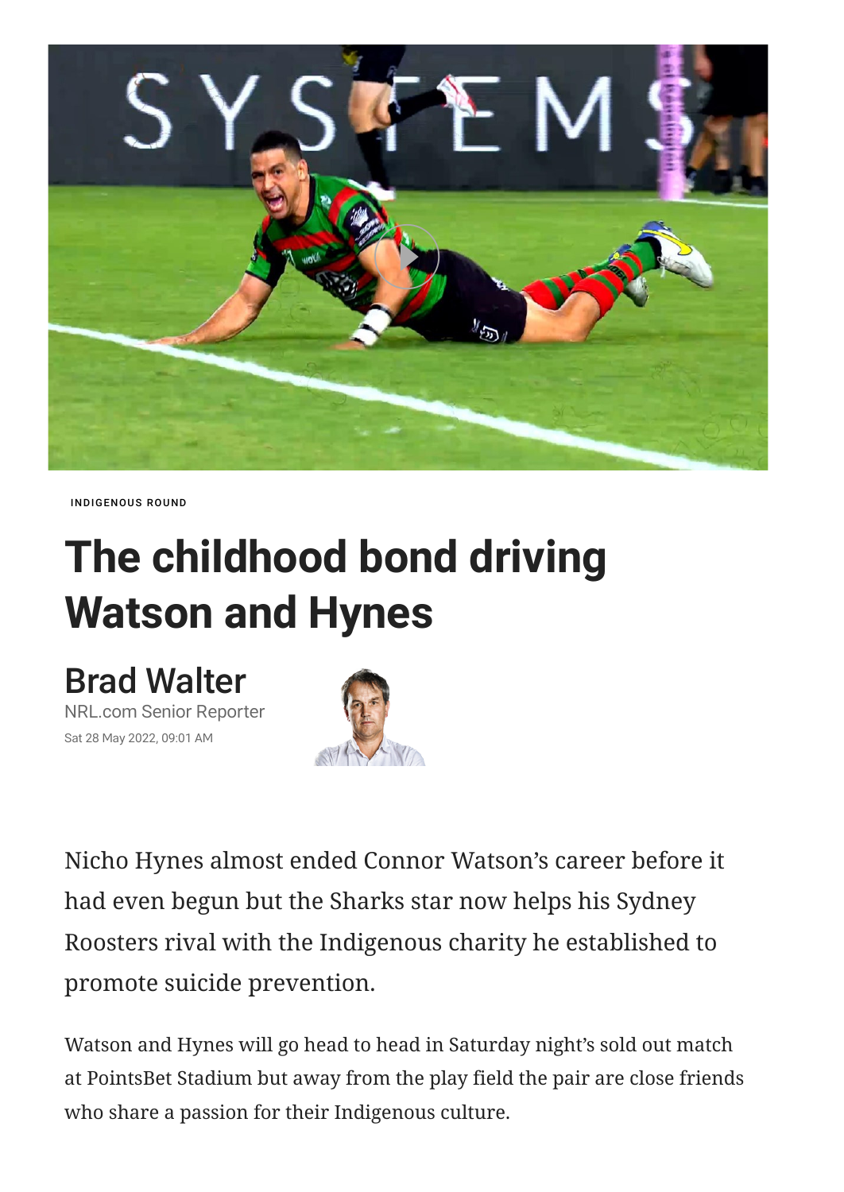INDIGENOUS ROUND

# The childhood bond driving Watson and Hynes

**Brad Walter**
NRL.com Senior Reporter
Sat 28 May 2022, 09:01 AM

Nicho Hynes almost ended Connor Watson's career before it had even begun but the Sharks star now helps his Sydney Roosters rival with the Indigenous charity he established to promote suicide prevention.

Watson and Hynes will go head to head in Saturday night's sold out match at PointsBet Stadium but away from the play field the pair are close friends who share a passion for their Indigenous culture.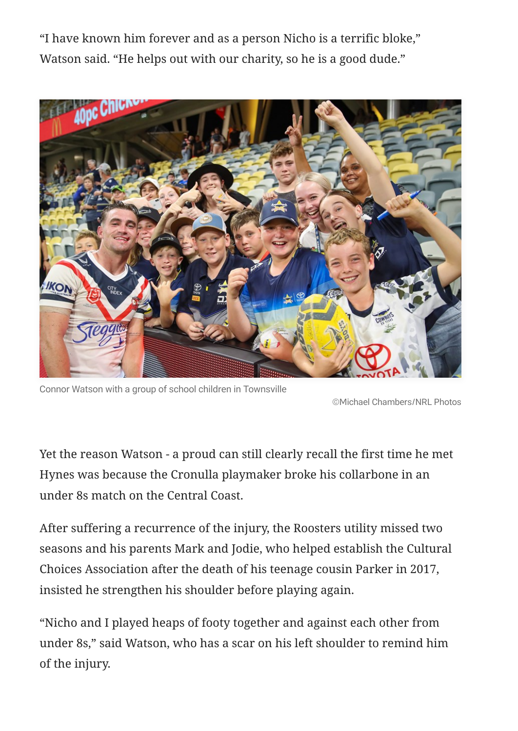“I have known him forever and as a person Nicho is a terrific bloke,” Watson said. “He helps out with our charity, so he is a good dude.”

Connor Watson with a group of school children in Townsville

©Michael Chambers/NRL Photos

Yet the reason Watson - a proud can still clearly recall the first time he met Hynes was because the Cronulla playmaker broke his collarbone in an under 8s match on the Central Coast.

After suffering a recurrence of the injury, the Roosters utility missed two seasons and his parents Mark and Jodie, who helped establish the Cultural Choices Association after the death of his teenage cousin Parker in 2017, insisted he strengthen his shoulder before playing again.

“Nicho and I played heaps of footy together and against each other from under 8s,” said Watson, who has a scar on his left shoulder to remind him of the injury.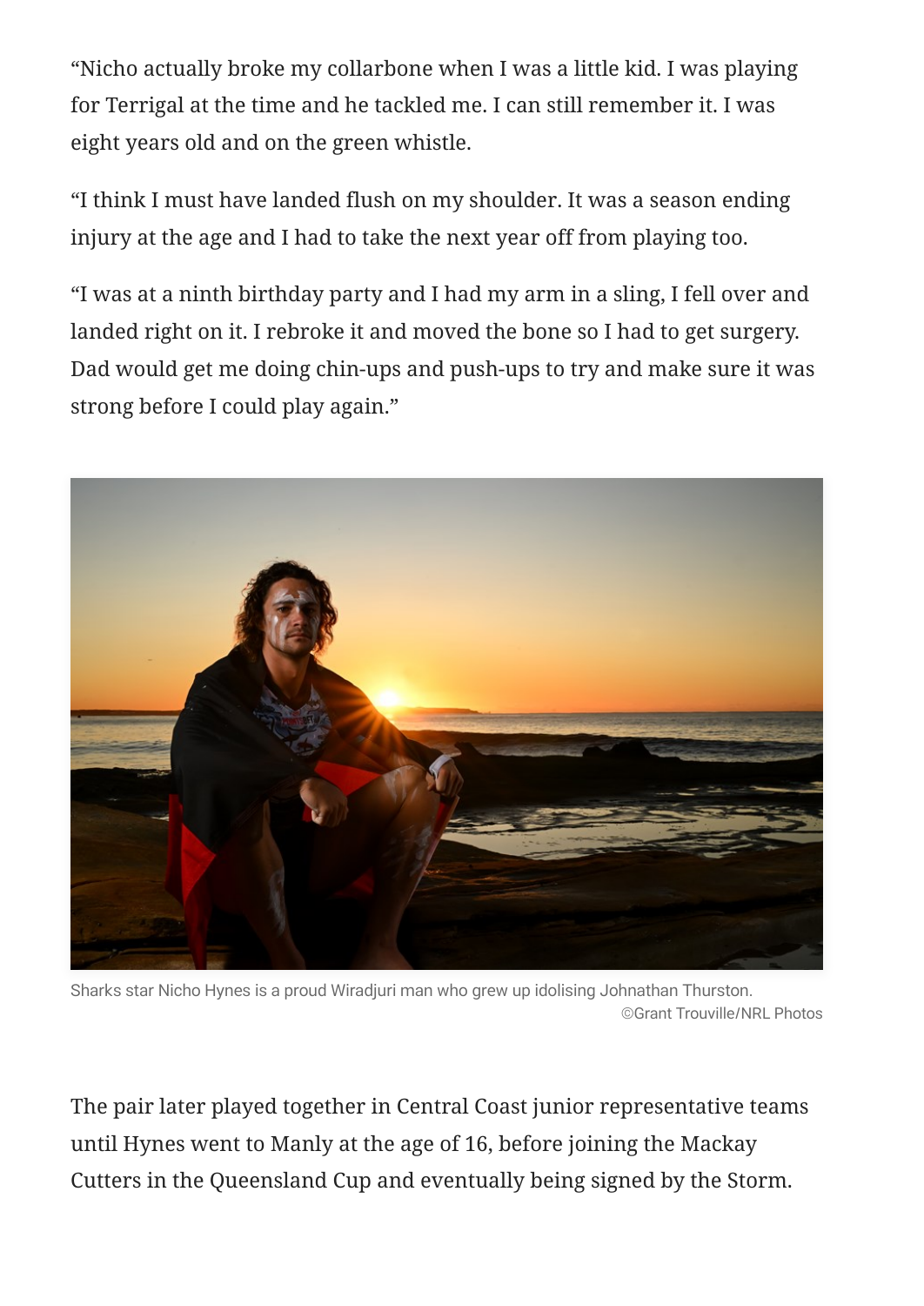"Nicho actually broke my collarbone when I was a little kid. I was playing for Terrigal at the time and he tackled me. I can still remember it. I was eight years old and on the green whistle.

"I think I must have landed flush on my shoulder. It was a season ending injury at the age and I had to take the next year off from playing too.

"I was at a ninth birthday party and I had my arm in a sling, I fell over and landed right on it. I rebroke it and moved the bone so I had to get surgery. Dad would get me doing chin-ups and push-ups to try and make sure it was strong before I could play again."

Sharks star Nicho Hynes is a proud Wiradjuri man who grew up idolising Johnathan Thurston.
©Grant Trouville/NRL Photos

The pair later played together in Central Coast junior representative teams until Hynes went to Manly at the age of 16, before joining the Mackay Cutters in the Queensland Cup and eventually being signed by the Storm.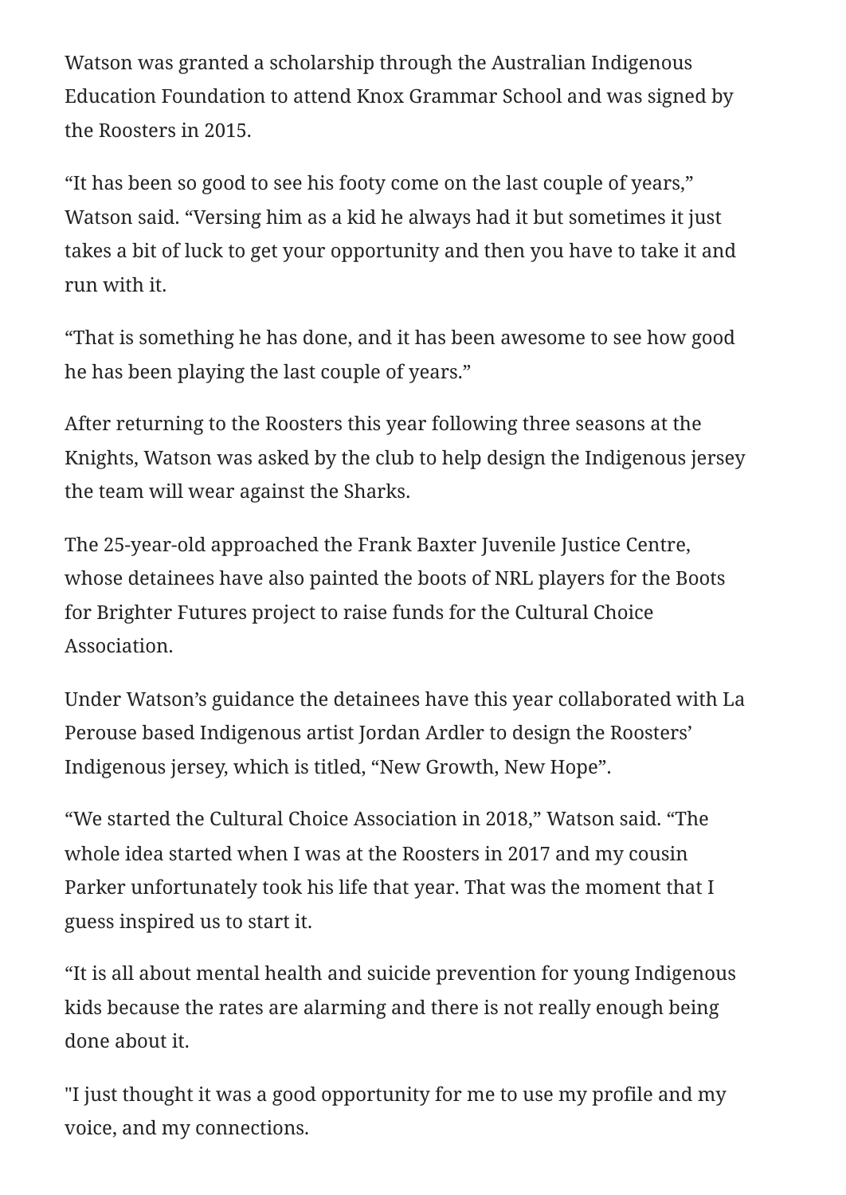Watson was granted a scholarship through the Australian Indigenous Education Foundation to attend Knox Grammar School and was signed by the Roosters in 2015.

“It has been so good to see his footy come on the last couple of years,” Watson said. “Versing him as a kid he always had it but sometimes it just takes a bit of luck to get your opportunity and then you have to take it and run with it.

“That is something he has done, and it has been awesome to see how good he has been playing the last couple of years.”

After returning to the Roosters this year following three seasons at the Knights, Watson was asked by the club to help design the Indigenous jersey the team will wear against the Sharks.

The 25-year-old approached the Frank Baxter Juvenile Justice Centre, whose detainees have also painted the boots of NRL players for the Boots for Brighter Futures project to raise funds for the Cultural Choice Association.

Under Watson’s guidance the detainees have this year collaborated with La Perouse based Indigenous artist Jordan Ardler to design the Roosters’ Indigenous jersey, which is titled, “New Growth, New Hope”.

“We started the Cultural Choice Association in 2018,” Watson said. “The whole idea started when I was at the Roosters in 2017 and my cousin Parker unfortunately took his life that year. That was the moment that I guess inspired us to start it.

“It is all about mental health and suicide prevention for young Indigenous kids because the rates are alarming and there is not really enough being done about it.

"I just thought it was a good opportunity for me to use my profile and my voice, and my connections.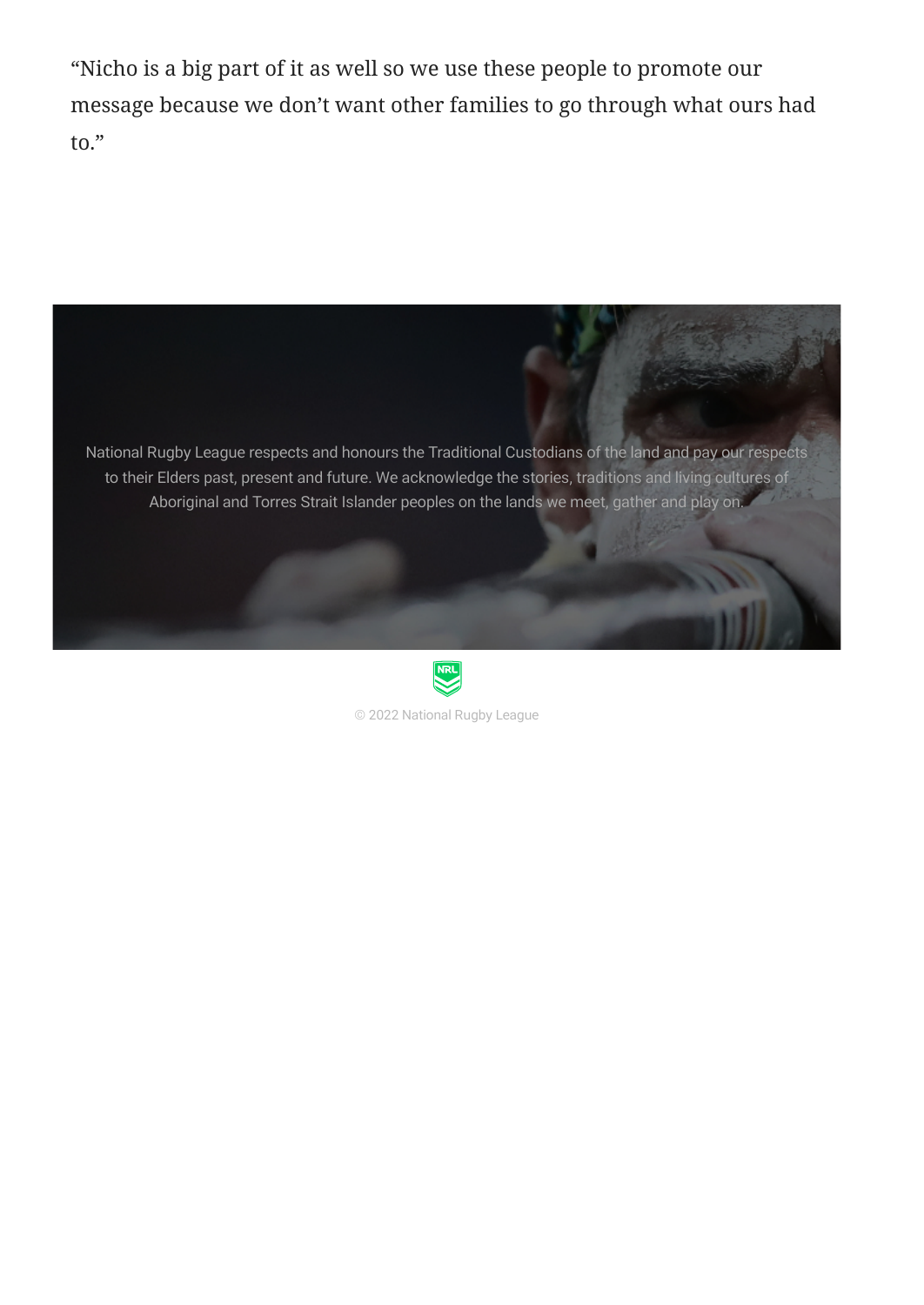"Nicho is a big part of it as well so we use these people to promote our message because we don't want other families to go through what ours had to."

National Rugby League respects and honours the Traditional Custodians of the land and pay our respects to their Elders past, present and future. We acknowledge the stories, traditions and living cultures of Aboriginal and Torres Strait Islander peoples on the lands we meet, gather and play on.

© 2022 National Rugby League